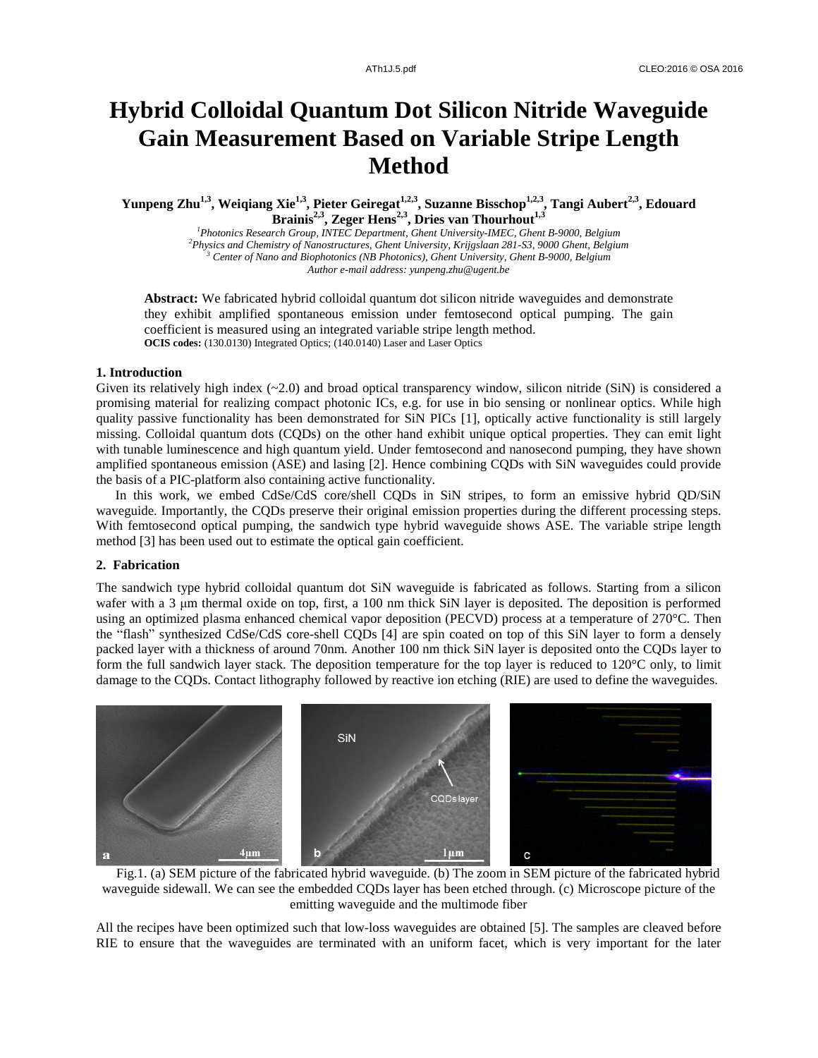# Hybrid Colloidal Quantum Dot Silicon Nitride Waveguide Gain Measurement Based on Variable Stripe Length Method

**Yunpeng Zhu[1,3], Weiqiang Xie[1,3], Pieter Geiregat[1,2,3], Suzanne Bisschop[1,2,3], Tangi Aubert[2,3], Edouard Brainis[2,3], Zeger Hens[2,3], Dries van Thourhout[1,3]**

[1] *Photonics Research Group, INTEC Department, Ghent University-IMEC, Ghent B-9000, Belgium*
[2] *Physics and Chemistry of Nanostructures, Ghent University, Krijgslaan 281-S3, 9000 Ghent, Belgium*
[3] *Center of Nano and Biophotonics (NB Photonics), Ghent University, Ghent B-9000, Belgium*
*Author e-mail address: yunpeng.zhu@ugent.be*

**Abstract:** We fabricated hybrid colloidal quantum dot silicon nitride waveguides and demonstrate they exhibit amplified spontaneous emission under femtosecond optical pumping. The gain coefficient is measured using an integrated variable stripe length method.
**OCIS codes:** (130.0130) Integrated Optics; (140.0140) Laser and Laser Optics

## 1. Introduction

Given its relatively high index (~2.0) and broad optical transparency window, silicon nitride (SiN) is considered a promising material for realizing compact photonic ICs, e.g. for use in bio sensing or nonlinear optics. While high quality passive functionality has been demonstrated for SiN PICs [1], optically active functionality is still largely missing. Colloidal quantum dots (CQDs) on the other hand exhibit unique optical properties. They can emit light with tunable luminescence and high quantum yield. Under femtosecond and nanosecond pumping, they have shown amplified spontaneous emission (ASE) and lasing [2]. Hence combining CQDs with SiN waveguides could provide the basis of a PIC-platform also containing active functionality.

In this work, we embed CdSe/CdS core/shell CQDs in SiN stripes, to form an emissive hybrid QD/SiN waveguide. Importantly, the CQDs preserve their original emission properties during the different processing steps. With femtosecond optical pumping, the sandwich type hybrid waveguide shows ASE. The variable stripe length method [3] has been used out to estimate the optical gain coefficient.

## 2. Fabrication

The sandwich type hybrid colloidal quantum dot SiN waveguide is fabricated as follows. Starting from a silicon wafer with a 3 μm thermal oxide on top, first, a 100 nm thick SiN layer is deposited. The deposition is performed using an optimized plasma enhanced chemical vapor deposition (PECVD) process at a temperature of 270°C. Then the "flash" synthesized CdSe/CdS core-shell CQDs [4] are spin coated on top of this SiN layer to form a densely packed layer with a thickness of around 70nm. Another 100 nm thick SiN layer is deposited onto the CQDs layer to form the full sandwich layer stack. The deposition temperature for the top layer is reduced to 120°C only, to limit damage to the CQDs. Contact lithography followed by reactive ion etching (RIE) are used to define the waveguides.

Fig.1. (a) SEM picture of the fabricated hybrid waveguide. (b) The zoom in SEM picture of the fabricated hybrid waveguide sidewall. We can see the embedded CQDs layer has been etched through. (c) Microscope picture of the emitting waveguide and the multimode fiber

All the recipes have been optimized such that low-loss waveguides are obtained [5]. The samples are cleaved before RIE to ensure that the waveguides are terminated with an uniform facet, which is very important for the later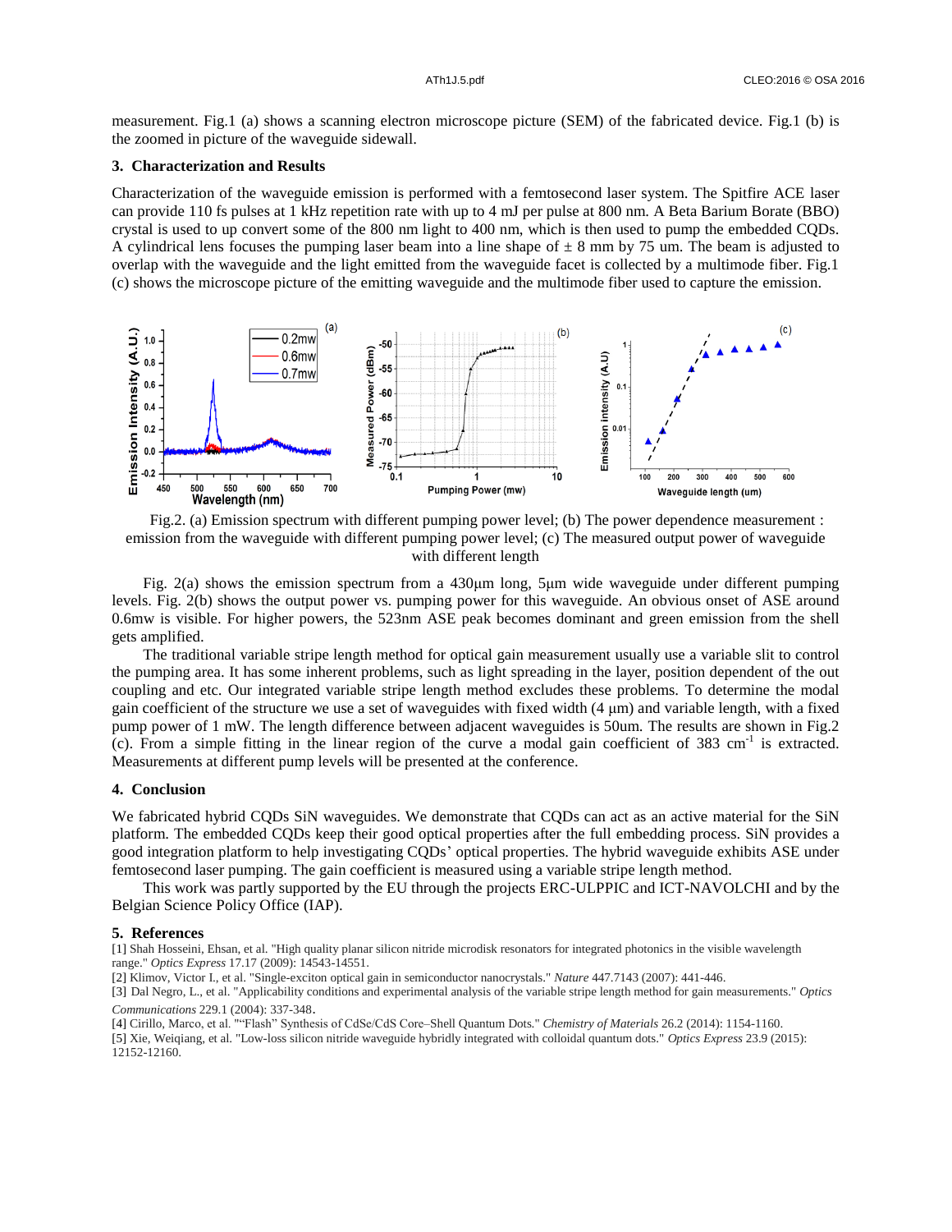measurement. Fig.1 (a) shows a scanning electron microscope picture (SEM) of the fabricated device. Fig.1 (b) is the zoomed in picture of the waveguide sidewall.

## 3. Characterization and Results

Characterization of the waveguide emission is performed with a femtosecond laser system. The Spitfire ACE laser can provide 110 fs pulses at 1 kHz repetition rate with up to 4 mJ per pulse at 800 nm. A Beta Barium Borate (BBO) crystal is used to up convert some of the 800 nm light to 400 nm, which is then used to pump the embedded CQDs. A cylindrical lens focuses the pumping laser beam into a line shape of ± 8 mm by 75 um. The beam is adjusted to overlap with the waveguide and the light emitted from the waveguide facet is collected by a multimode fiber. Fig.1 (c) shows the microscope picture of the emitting waveguide and the multimode fiber used to capture the emission.

(a)
Emission Intensity (A.U.)
0.2mw
0.6mw
0.7mw
Wavelength (nm)

(b)
Measured Power (dBm)
Pumping Power (mw)

(c)
Emission intensity (A.U)
Waveguide length (um)

Fig.2. (a) Emission spectrum with different pumping power level; (b) The power dependence measurement : emission from the waveguide with different pumping power level; (c) The measured output power of waveguide with different length

Fig. 2(a) shows the emission spectrum from a 430μm long, 5μm wide waveguide under different pumping levels. Fig. 2(b) shows the output power vs. pumping power for this waveguide. An obvious onset of ASE around 0.6mw is visible. For higher powers, the 523nm ASE peak becomes dominant and green emission from the shell gets amplified.

The traditional variable stripe length method for optical gain measurement usually use a variable slit to control the pumping area. It has some inherent problems, such as light spreading in the layer, position dependent of the out coupling and etc. Our integrated variable stripe length method excludes these problems. To determine the modal gain coefficient of the structure we use a set of waveguides with fixed width (4 μm) and variable length, with a fixed pump power of 1 mW. The length difference between adjacent waveguides is 50um. The results are shown in Fig.2 (c). From a simple fitting in the linear region of the curve a modal gain coefficient of 383 $cm^{-1}$ is extracted. Measurements at different pump levels will be presented at the conference.

## 4. Conclusion

We fabricated hybrid CQDs SiN waveguides. We demonstrate that CQDs can act as an active material for the SiN platform. The embedded CQDs keep their good optical properties after the full embedding process. SiN provides a good integration platform to help investigating CQDs' optical properties. The hybrid waveguide exhibits ASE under femtosecond laser pumping. The gain coefficient is measured using a variable stripe length method.

This work was partly supported by the EU through the projects ERC-ULPPIC and ICT-NAVOLCHI and by the Belgian Science Policy Office (IAP).

## 5. References

[1] Shah Hosseini, Ehsan, et al. "High quality planar silicon nitride microdisk resonators for integrated photonics in the visible wavelength range." *Optics Express* 17.17 (2009): 14543-14551.

[2] Klimov, Victor I., et al. "Single-exciton optical gain in semiconductor nanocrystals." *Nature* 447.7143 (2007): 441-446.

[3] Dal Negro, L., et al. "Applicability conditions and experimental analysis of the variable stripe length method for gain measurements." *Optics Communications* 229.1 (2004): 337-348.

[4] Cirillo, Marco, et al. ""Flash" Synthesis of CdSe/CdS Core–Shell Quantum Dots." *Chemistry of Materials* 26.2 (2014): 1154-1160.

[5] Xie, Weiqiang, et al. "Low-loss silicon nitride waveguide hybridly integrated with colloidal quantum dots." *Optics Express* 23.9 (2015): 12152-12160.